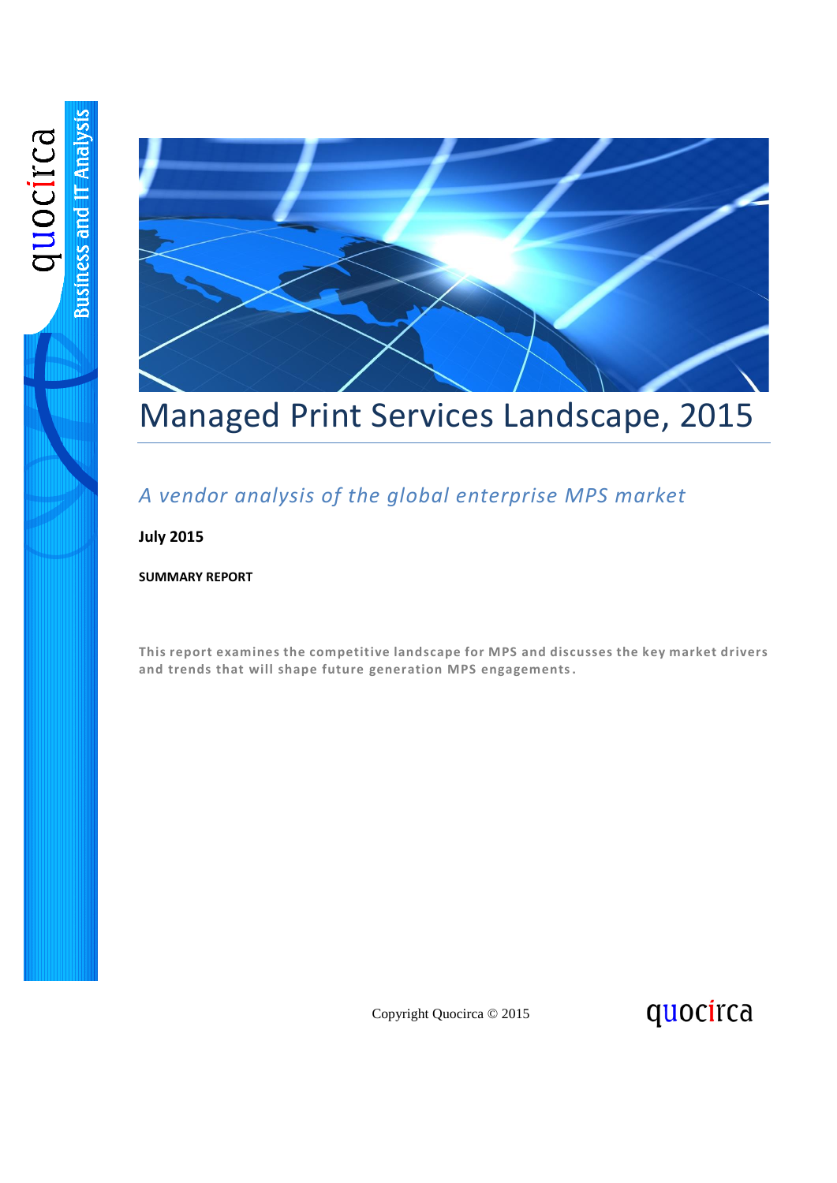# Managed Print Services Landscape, 2015

*A vendor analysis of the global enterprise MPS market*

**July 2015**

**SUMMARY REPORT**

**This report examines the competitive landscape for MPS and discusses the key market drivers and trends that will shape future generation MPS engagements.**

Copyright Quocirca © 2015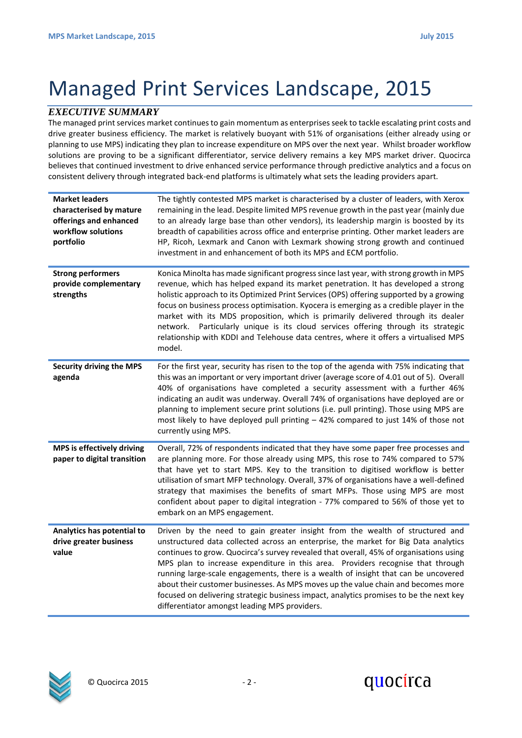# Managed Print Services Landscape, 2015

## *EXECUTIVE SUMMARY*

The managed print services market continues to gain momentum as enterprises seek to tackle escalating print costs and drive greater business efficiency. The market is relatively buoyant with 51% of organisations (either already using or planning to use MPS) indicating they plan to increase expenditure on MPS over the next year. Whilst broader workflow solutions are proving to be a significant differentiator, service delivery remains a key MPS market driver. Quocirca believes that continued investment to drive enhanced service performance through predictive analytics and a focus on consistent delivery through integrated back-end platforms is ultimately what sets the leading providers apart.

| | |
|---|---|
| **Market leaders characterised by mature offerings and enhanced workflow solutions portfolio** | The tightly contested MPS market is characterised by a cluster of leaders, with Xerox remaining in the lead. Despite limited MPS revenue growth in the past year (mainly due to an already large base than other vendors), its leadership margin is boosted by its breadth of capabilities across office and enterprise printing. Other market leaders are HP, Ricoh, Lexmark and Canon with Lexmark showing strong growth and continued investment in and enhancement of both its MPS and ECM portfolio. |
| **Strong performers provide complementary strengths** | Konica Minolta has made significant progress since last year, with strong growth in MPS revenue, which has helped expand its market penetration. It has developed a strong holistic approach to its Optimized Print Services (OPS) offering supported by a growing focus on business process optimisation. Kyocera is emerging as a credible player in the market with its MDS proposition, which is primarily delivered through its dealer network. Particularly unique is its cloud services offering through its strategic relationship with KDDI and Telehouse data centres, where it offers a virtualised MPS model. |
| **Security driving the MPS agenda** | For the first year, security has risen to the top of the agenda with 75% indicating that this was an important or very important driver (average score of 4.01 out of 5). Overall 40% of organisations have completed a security assessment with a further 46% indicating an audit was underway. Overall 74% of organisations have deployed are or planning to implement secure print solutions (i.e. pull printing). Those using MPS are most likely to have deployed pull printing – 42% compared to just 14% of those not currently using MPS. |
| **MPS is effectively driving paper to digital transition** | Overall, 72% of respondents indicated that they have some paper free processes and are planning more. For those already using MPS, this rose to 74% compared to 57% that have yet to start MPS. Key to the transition to digitised workflow is better utilisation of smart MFP technology. Overall, 37% of organisations have a well-defined strategy that maximises the benefits of smart MFPs. Those using MPS are most confident about paper to digital integration - 77% compared to 56% of those yet to embark on an MPS engagement. |
| **Analytics has potential to drive greater business value** | Driven by the need to gain greater insight from the wealth of structured and unstructured data collected across an enterprise, the market for Big Data analytics continues to grow. Quocirca's survey revealed that overall, 45% of organisations using MPS plan to increase expenditure in this area. Providers recognise that through running large-scale engagements, there is a wealth of insight that can be uncovered about their customer businesses. As MPS moves up the value chain and becomes more focused on delivering strategic business impact, analytics promises to be the next key differentiator amongst leading MPS providers. |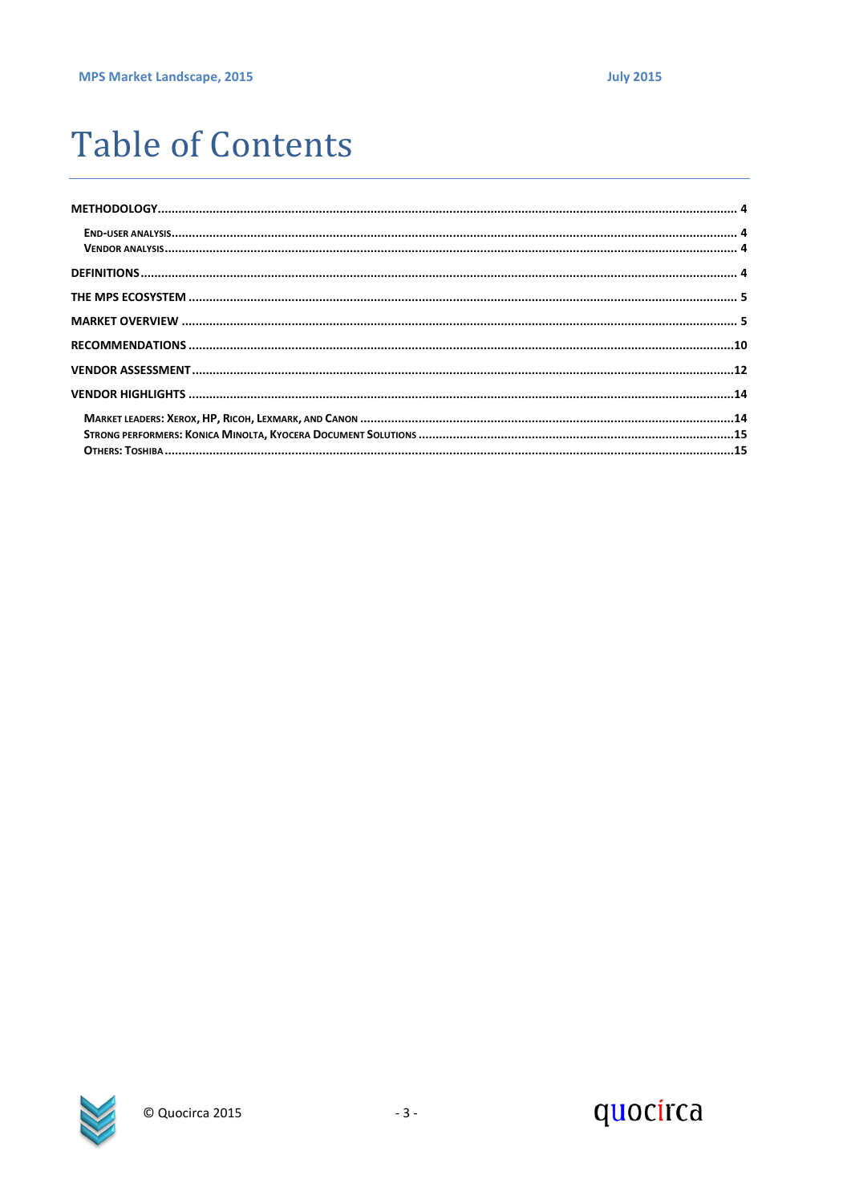# Table of Contents

METHODOLOGY ........ 4
- END-USER ANALYSIS ........ 4
- VENDOR ANALYSIS ........ 4

DEFINITIONS ........ 4

THE MPS ECOSYSTEM ........ 5

MARKET OVERVIEW ........ 5

RECOMMENDATIONS ........ 10

VENDOR ASSESSMENT ........ 12

VENDOR HIGHLIGHTS ........ 14
- MARKET LEADERS: XEROX, HP, RICOH, LEXMARK, AND CANON ........ 14
- STRONG PERFORMERS: KONICA MINOLTA, KYOCERA DOCUMENT SOLUTIONS ........ 15
- OTHERS: TOSHIBA ........ 15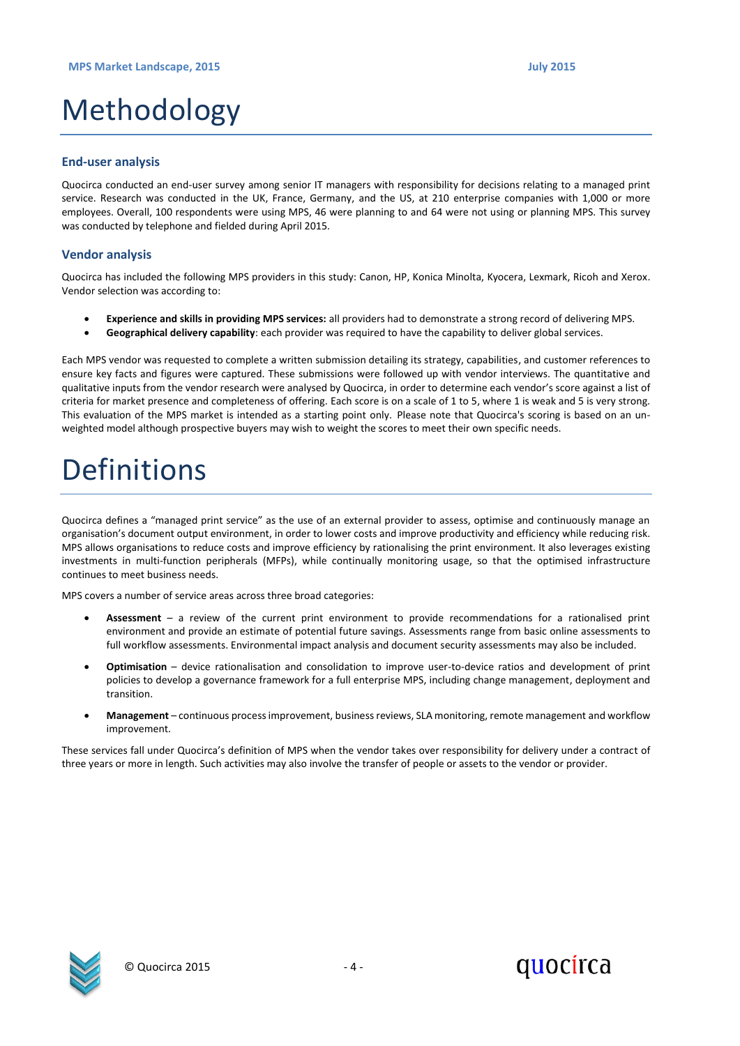# Methodology

## End-user analysis

Quocirca conducted an end-user survey among senior IT managers with responsibility for decisions relating to a managed print service. Research was conducted in the UK, France, Germany, and the US, at 210 enterprise companies with 1,000 or more employees. Overall, 100 respondents were using MPS, 46 were planning to and 64 were not using or planning MPS. This survey was conducted by telephone and fielded during April 2015.

## Vendor analysis

Quocirca has included the following MPS providers in this study: Canon, HP, Konica Minolta, Kyocera, Lexmark, Ricoh and Xerox. Vendor selection was according to:

- **Experience and skills in providing MPS services:** all providers had to demonstrate a strong record of delivering MPS.
- **Geographical delivery capability**: each provider was required to have the capability to deliver global services.

Each MPS vendor was requested to complete a written submission detailing its strategy, capabilities, and customer references to ensure key facts and figures were captured. These submissions were followed up with vendor interviews. The quantitative and qualitative inputs from the vendor research were analysed by Quocirca, in order to determine each vendor's score against a list of criteria for market presence and completeness of offering. Each score is on a scale of 1 to 5, where 1 is weak and 5 is very strong. This evaluation of the MPS market is intended as a starting point only. Please note that Quocirca's scoring is based on an un-weighted model although prospective buyers may wish to weight the scores to meet their own specific needs.

# Definitions

Quocirca defines a "managed print service" as the use of an external provider to assess, optimise and continuously manage an organisation's document output environment, in order to lower costs and improve productivity and efficiency while reducing risk. MPS allows organisations to reduce costs and improve efficiency by rationalising the print environment. It also leverages existing investments in multi-function peripherals (MFPs), while continually monitoring usage, so that the optimised infrastructure continues to meet business needs.

MPS covers a number of service areas across three broad categories:

- **Assessment** – a review of the current print environment to provide recommendations for a rationalised print environment and provide an estimate of potential future savings. Assessments range from basic online assessments to full workflow assessments. Environmental impact analysis and document security assessments may also be included.
- **Optimisation** – device rationalisation and consolidation to improve user-to-device ratios and development of print policies to develop a governance framework for a full enterprise MPS, including change management, deployment and transition.
- **Management** – continuous process improvement, business reviews, SLA monitoring, remote management and workflow improvement.

These services fall under Quocirca's definition of MPS when the vendor takes over responsibility for delivery under a contract of three years or more in length. Such activities may also involve the transfer of people or assets to the vendor or provider.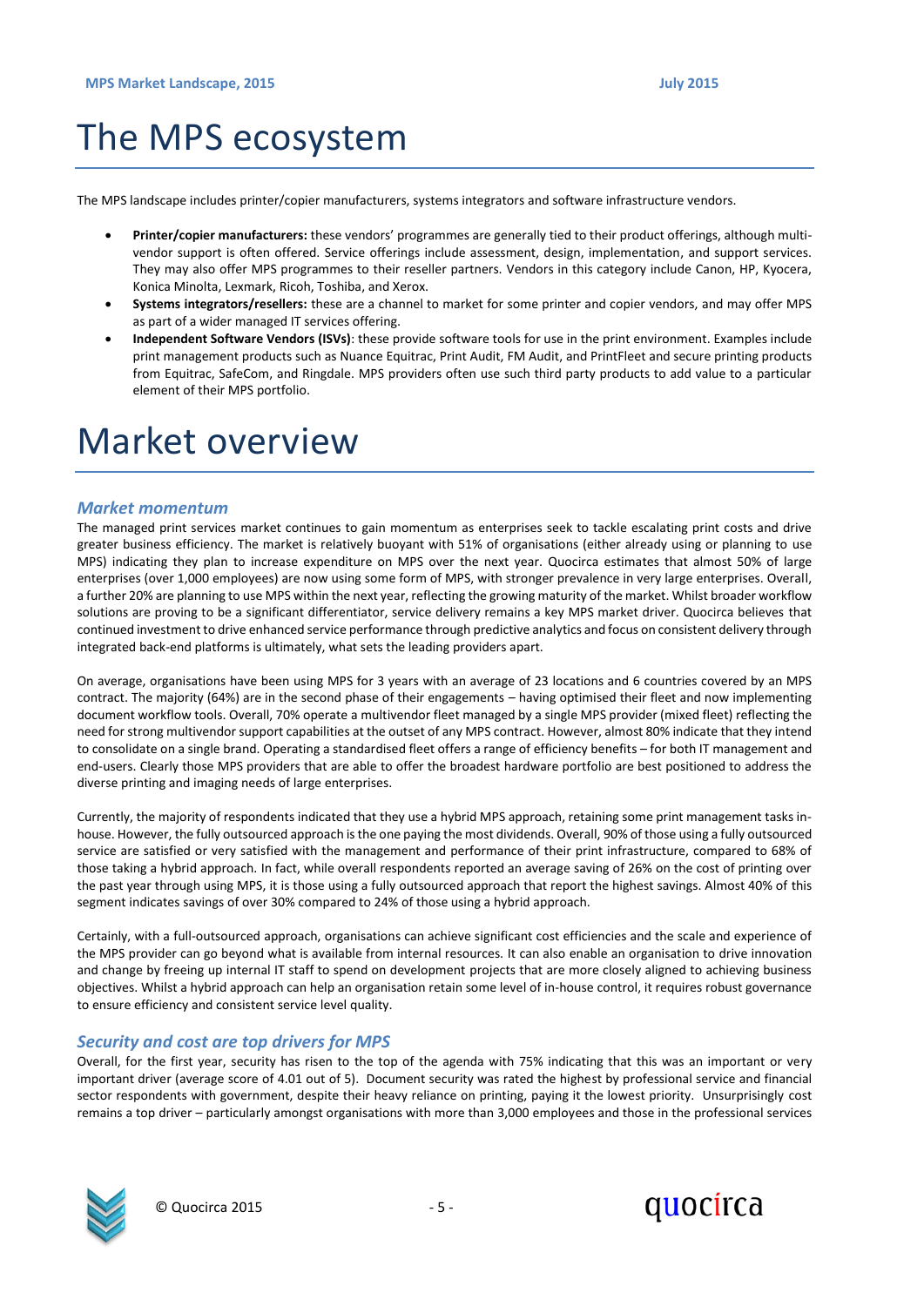# The MPS ecosystem

The MPS landscape includes printer/copier manufacturers, systems integrators and software infrastructure vendors.

- **Printer/copier manufacturers:** these vendors' programmes are generally tied to their product offerings, although multi-vendor support is often offered. Service offerings include assessment, design, implementation, and support services. They may also offer MPS programmes to their reseller partners. Vendors in this category include Canon, HP, Kyocera, Konica Minolta, Lexmark, Ricoh, Toshiba, and Xerox.
- **Systems integrators/resellers:** these are a channel to market for some printer and copier vendors, and may offer MPS as part of a wider managed IT services offering.
- **Independent Software Vendors (ISVs)**: these provide software tools for use in the print environment. Examples include print management products such as Nuance Equitrac, Print Audit, FM Audit, and PrintFleet and secure printing products from Equitrac, SafeCom, and Ringdale. MPS providers often use such third party products to add value to a particular element of their MPS portfolio.

# Market overview

### *Market momentum*

The managed print services market continues to gain momentum as enterprises seek to tackle escalating print costs and drive greater business efficiency. The market is relatively buoyant with 51% of organisations (either already using or planning to use MPS) indicating they plan to increase expenditure on MPS over the next year. Quocirca estimates that almost 50% of large enterprises (over 1,000 employees) are now using some form of MPS, with stronger prevalence in very large enterprises. Overall, a further 20% are planning to use MPS within the next year, reflecting the growing maturity of the market. Whilst broader workflow solutions are proving to be a significant differentiator, service delivery remains a key MPS market driver. Quocirca believes that continued investment to drive enhanced service performance through predictive analytics and focus on consistent delivery through integrated back-end platforms is ultimately, what sets the leading providers apart.

On average, organisations have been using MPS for 3 years with an average of 23 locations and 6 countries covered by an MPS contract. The majority (64%) are in the second phase of their engagements – having optimised their fleet and now implementing document workflow tools. Overall, 70% operate a multivendor fleet managed by a single MPS provider (mixed fleet) reflecting the need for strong multivendor support capabilities at the outset of any MPS contract. However, almost 80% indicate that they intend to consolidate on a single brand. Operating a standardised fleet offers a range of efficiency benefits – for both IT management and end-users. Clearly those MPS providers that are able to offer the broadest hardware portfolio are best positioned to address the diverse printing and imaging needs of large enterprises.

Currently, the majority of respondents indicated that they use a hybrid MPS approach, retaining some print management tasks in-house. However, the fully outsourced approach is the one paying the most dividends. Overall, 90% of those using a fully outsourced service are satisfied or very satisfied with the management and performance of their print infrastructure, compared to 68% of those taking a hybrid approach. In fact, while overall respondents reported an average saving of 26% on the cost of printing over the past year through using MPS, it is those using a fully outsourced approach that report the highest savings. Almost 40% of this segment indicates savings of over 30% compared to 24% of those using a hybrid approach.

Certainly, with a full-outsourced approach, organisations can achieve significant cost efficiencies and the scale and experience of the MPS provider can go beyond what is available from internal resources. It can also enable an organisation to drive innovation and change by freeing up internal IT staff to spend on development projects that are more closely aligned to achieving business objectives. Whilst a hybrid approach can help an organisation retain some level of in-house control, it requires robust governance to ensure efficiency and consistent service level quality.

### *Security and cost are top drivers for MPS*

Overall, for the first year, security has risen to the top of the agenda with 75% indicating that this was an important or very important driver (average score of 4.01 out of 5). Document security was rated the highest by professional service and financial sector respondents with government, despite their heavy reliance on printing, paying it the lowest priority. Unsurprisingly cost remains a top driver – particularly amongst organisations with more than 3,000 employees and those in the professional services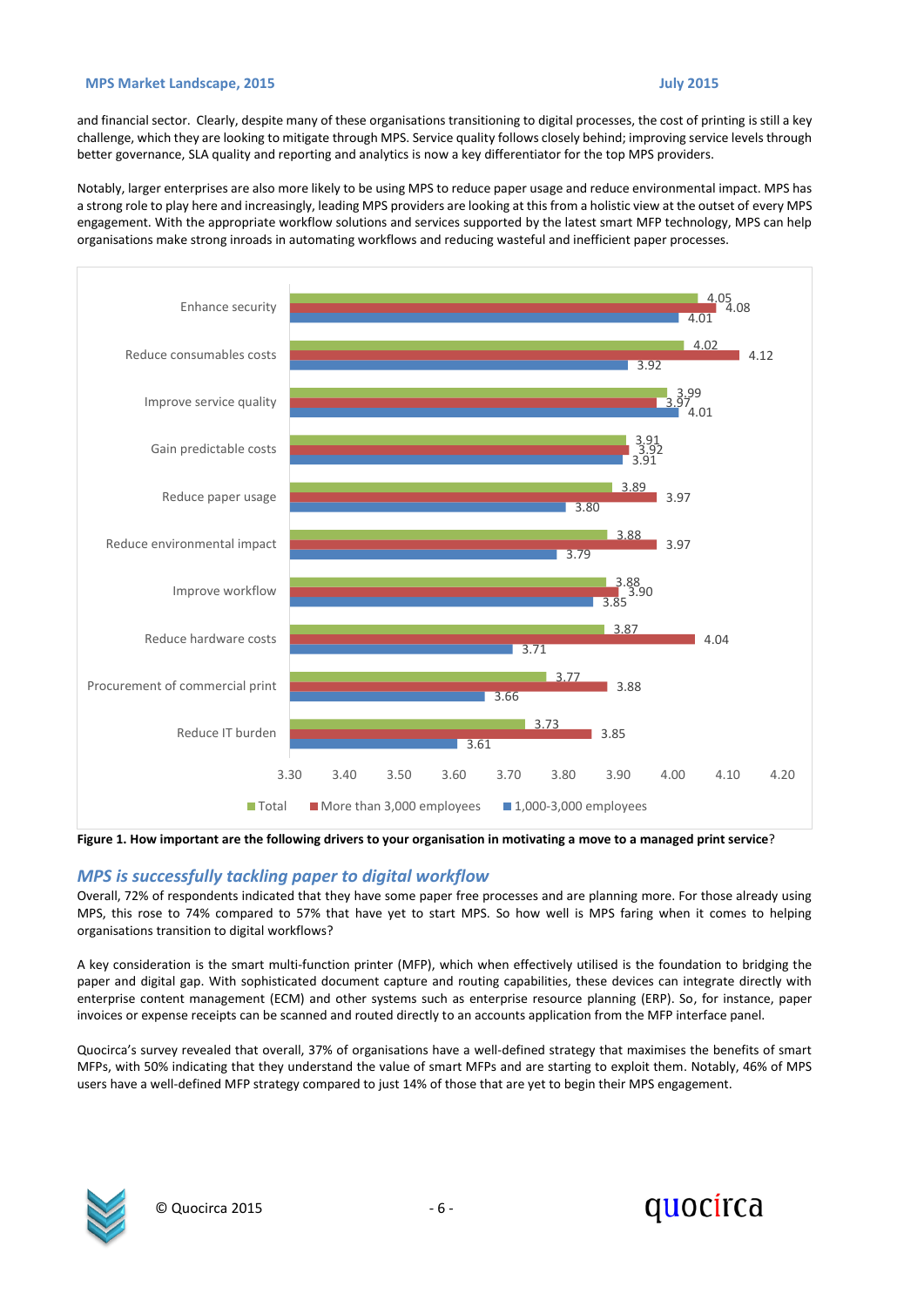and financial sector. Clearly, despite many of these organisations transitioning to digital processes, the cost of printing is still a key challenge, which they are looking to mitigate through MPS. Service quality follows closely behind; improving service levels through better governance, SLA quality and reporting and analytics is now a key differentiator for the top MPS providers.

Notably, larger enterprises are also more likely to be using MPS to reduce paper usage and reduce environmental impact. MPS has a strong role to play here and increasingly, leading MPS providers are looking at this from a holistic view at the outset of every MPS engagement. With the appropriate workflow solutions and services supported by the latest smart MFP technology, MPS can help organisations make strong inroads in automating workflows and reducing wasteful and inefficient paper processes.

Enhance security
4.05
4.08
4.01

Reduce consumables costs
4.02
4.12
3.92

Improve service quality
3.99
3.97
4.01

Gain predictable costs
3.91
3.92
3.91

Reduce paper usage
3.89
3.97
3.80

Reduce environmental impact
3.88
3.97
3.79

Improve workflow
3.88
3.90
3.85

Reduce hardware costs
3.87
4.04
3.71

Procurement of commercial print
3.77
3.88
3.66

Reduce IT burden
3.73
3.85
3.61

3.30 3.40 3.50 3.60 3.70 3.80 3.90 4.00 4.10 4.20

Total
More than 3,000 employees
1,000-3,000 employees

**Figure 1. How important are the following drivers to your organisation in motivating a move to a managed print service**?

## *MPS is successfully tackling paper to digital workflow*

Overall, 72% of respondents indicated that they have some paper free processes and are planning more. For those already using MPS, this rose to 74% compared to 57% that have yet to start MPS. So how well is MPS faring when it comes to helping organisations transition to digital workflows?

A key consideration is the smart multi-function printer (MFP), which when effectively utilised is the foundation to bridging the paper and digital gap. With sophisticated document capture and routing capabilities, these devices can integrate directly with enterprise content management (ECM) and other systems such as enterprise resource planning (ERP). So, for instance, paper invoices or expense receipts can be scanned and routed directly to an accounts application from the MFP interface panel.

Quocirca's survey revealed that overall, 37% of organisations have a well-defined strategy that maximises the benefits of smart MFPs, with 50% indicating that they understand the value of smart MFPs and are starting to exploit them. Notably, 46% of MPS users have a well-defined MFP strategy compared to just 14% of those that are yet to begin their MPS engagement.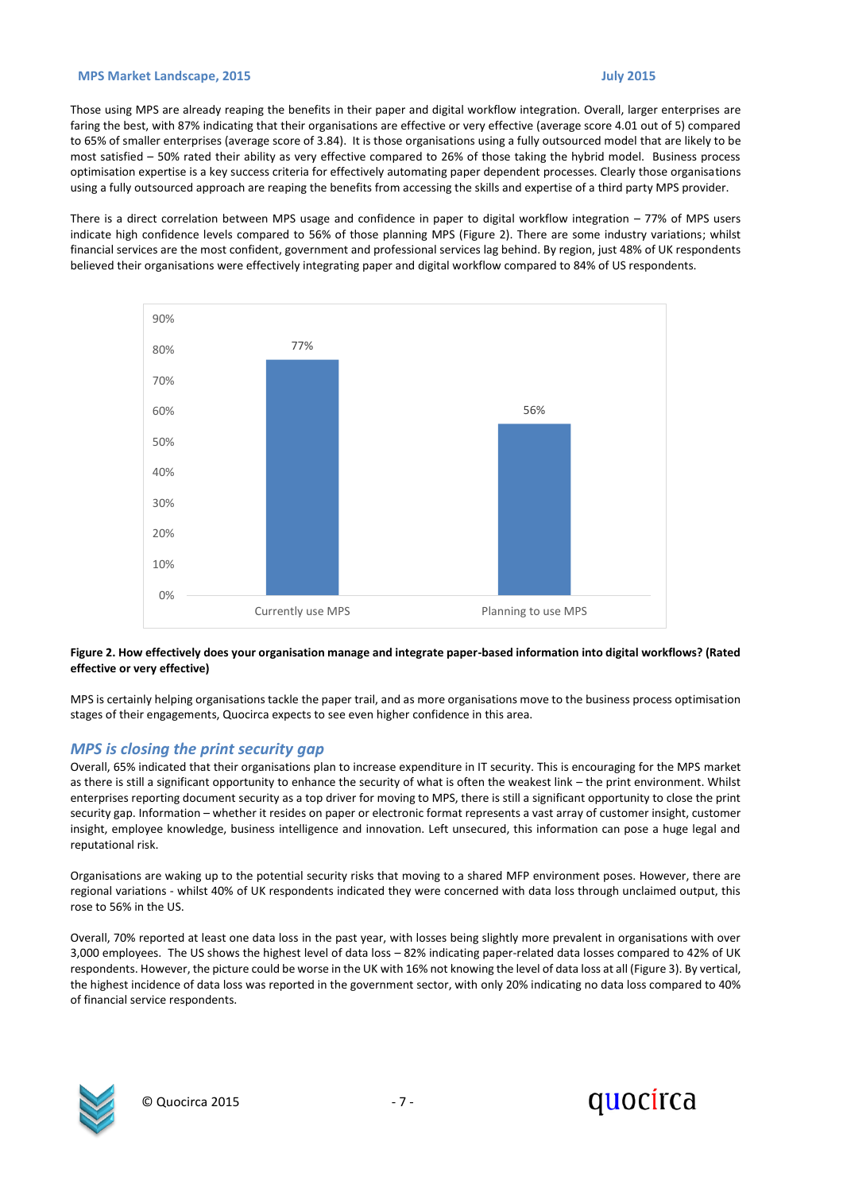Those using MPS are already reaping the benefits in their paper and digital workflow integration. Overall, larger enterprises are faring the best, with 87% indicating that their organisations are effective or very effective (average score 4.01 out of 5) compared to 65% of smaller enterprises (average score of 3.84). It is those organisations using a fully outsourced model that are likely to be most satisfied – 50% rated their ability as very effective compared to 26% of those taking the hybrid model. Business process optimisation expertise is a key success criteria for effectively automating paper dependent processes. Clearly those organisations using a fully outsourced approach are reaping the benefits from accessing the skills and expertise of a third party MPS provider.

There is a direct correlation between MPS usage and confidence in paper to digital workflow integration – 77% of MPS users indicate high confidence levels compared to 56% of those planning MPS (Figure 2). There are some industry variations; whilst financial services are the most confident, government and professional services lag behind. By region, just 48% of UK respondents believed their organisations were effectively integrating paper and digital workflow compared to 84% of US respondents.

90%
80%
70%
60%
50%
40%
30%
20%
10%
0%

77%
56%

Currently use MPS
Planning to use MPS

**Figure 2. How effectively does your organisation manage and integrate paper-based information into digital workflows? (Rated effective or very effective)**

MPS is certainly helping organisations tackle the paper trail, and as more organisations move to the business process optimisation stages of their engagements, Quocirca expects to see even higher confidence in this area.

## *MPS is closing the print security gap*

Overall, 65% indicated that their organisations plan to increase expenditure in IT security. This is encouraging for the MPS market as there is still a significant opportunity to enhance the security of what is often the weakest link – the print environment. Whilst enterprises reporting document security as a top driver for moving to MPS, there is still a significant opportunity to close the print security gap. Information – whether it resides on paper or electronic format represents a vast array of customer insight, customer insight, employee knowledge, business intelligence and innovation. Left unsecured, this information can pose a huge legal and reputational risk.

Organisations are waking up to the potential security risks that moving to a shared MFP environment poses. However, there are regional variations - whilst 40% of UK respondents indicated they were concerned with data loss through unclaimed output, this rose to 56% in the US.

Overall, 70% reported at least one data loss in the past year, with losses being slightly more prevalent in organisations with over 3,000 employees. The US shows the highest level of data loss – 82% indicating paper-related data losses compared to 42% of UK respondents. However, the picture could be worse in the UK with 16% not knowing the level of data loss at all (Figure 3). By vertical, the highest incidence of data loss was reported in the government sector, with only 20% indicating no data loss compared to 40% of financial service respondents.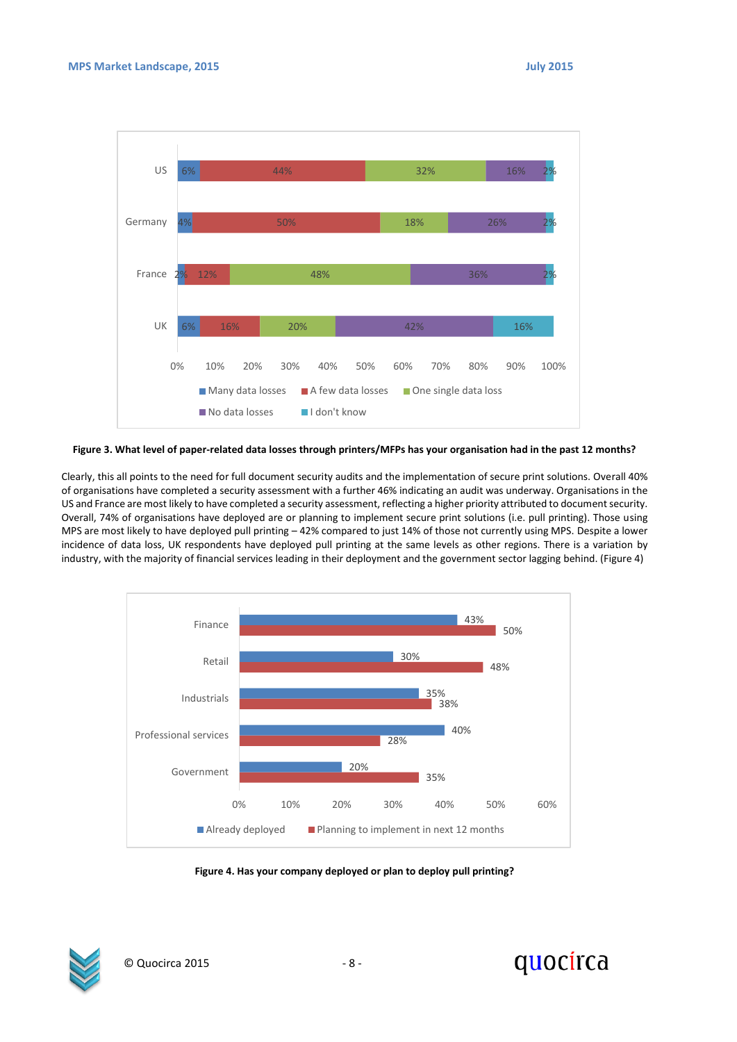| | Many data losses | A few data losses | One single data loss | No data losses | I don't know |
|---|---|---|---|---|---|
| US | 6% | 44% | 32% | 16% | 2% |
| Germany | 4% | 50% | 18% | 26% | 2% |
| France | 2% | 12% | 48% | 36% | 2% |
| UK | 6% | 16% | 20% | 42% | 16% |

**Figure 3. What level of paper-related data losses through printers/MFPs has your organisation had in the past 12 months?**

Clearly, this all points to the need for full document security audits and the implementation of secure print solutions. Overall 40% of organisations have completed a security assessment with a further 46% indicating an audit was underway. Organisations in the US and France are most likely to have completed a security assessment, reflecting a higher priority attributed to document security. Overall, 74% of organisations have deployed are or planning to implement secure print solutions (i.e. pull printing). Those using MPS are most likely to have deployed pull printing – 42% compared to just 14% of those not currently using MPS. Despite a lower incidence of data loss, UK respondents have deployed pull printing at the same levels as other regions. There is a variation by industry, with the majority of financial services leading in their deployment and the government sector lagging behind. (Figure 4)

| | Already deployed | Planning to implement in next 12 months |
|---|---|---|
| Finance | 43% | 50% |
| Retail | 30% | 48% |
| Industrials | 35% | 38% |
| Professional services | 40% | 28% |
| Government | 20% | 35% |

**Figure 4. Has your company deployed or plan to deploy pull printing?**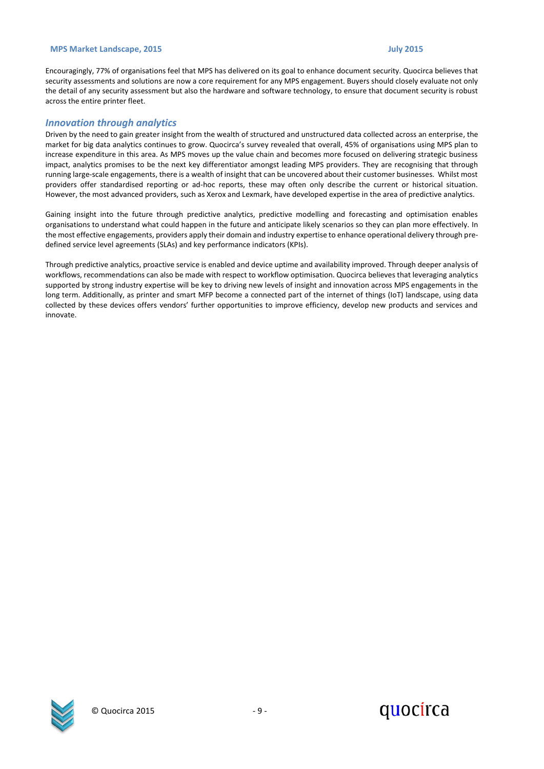Encouragingly, 77% of organisations feel that MPS has delivered on its goal to enhance document security. Quocirca believes that security assessments and solutions are now a core requirement for any MPS engagement. Buyers should closely evaluate not only the detail of any security assessment but also the hardware and software technology, to ensure that document security is robust across the entire printer fleet.

## *Innovation through analytics*

Driven by the need to gain greater insight from the wealth of structured and unstructured data collected across an enterprise, the market for big data analytics continues to grow. Quocirca's survey revealed that overall, 45% of organisations using MPS plan to increase expenditure in this area. As MPS moves up the value chain and becomes more focused on delivering strategic business impact, analytics promises to be the next key differentiator amongst leading MPS providers. They are recognising that through running large-scale engagements, there is a wealth of insight that can be uncovered about their customer businesses. Whilst most providers offer standardised reporting or ad-hoc reports, these may often only describe the current or historical situation. However, the most advanced providers, such as Xerox and Lexmark, have developed expertise in the area of predictive analytics.

Gaining insight into the future through predictive analytics, predictive modelling and forecasting and optimisation enables organisations to understand what could happen in the future and anticipate likely scenarios so they can plan more effectively. In the most effective engagements, providers apply their domain and industry expertise to enhance operational delivery through pre-defined service level agreements (SLAs) and key performance indicators (KPIs).

Through predictive analytics, proactive service is enabled and device uptime and availability improved. Through deeper analysis of workflows, recommendations can also be made with respect to workflow optimisation. Quocirca believes that leveraging analytics supported by strong industry expertise will be key to driving new levels of insight and innovation across MPS engagements in the long term. Additionally, as printer and smart MFP become a connected part of the internet of things (IoT) landscape, using data collected by these devices offers vendors' further opportunities to improve efficiency, develop new products and services and innovate.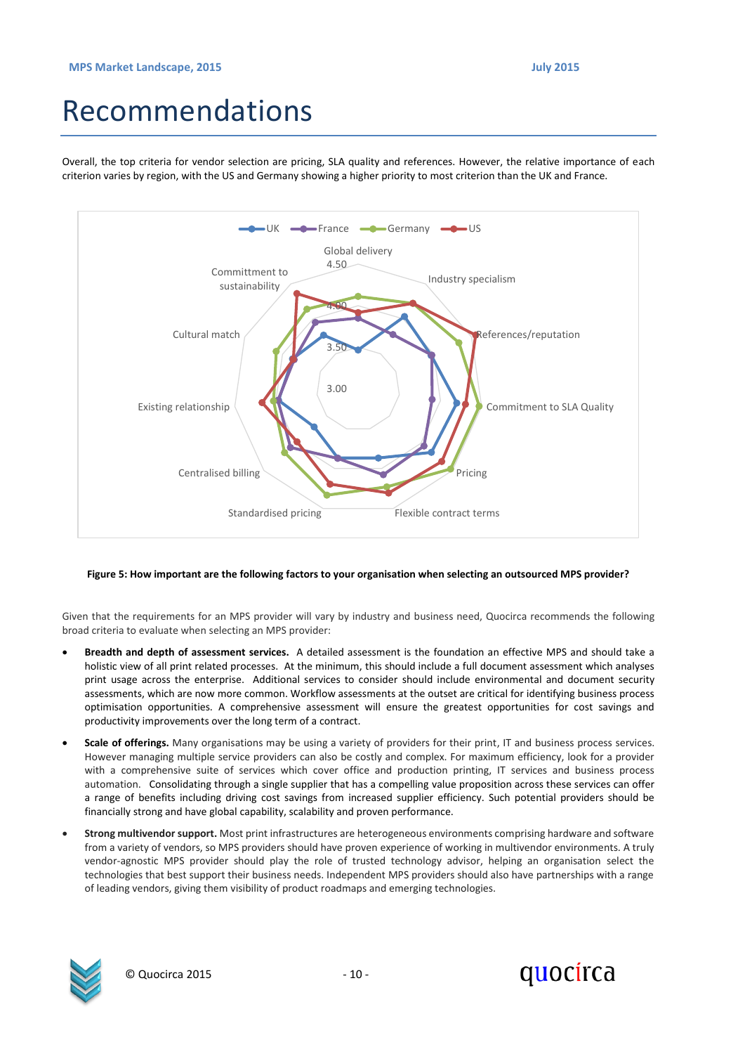# Recommendations

Overall, the top criteria for vendor selection are pricing, SLA quality and references. However, the relative importance of each criterion varies by region, with the US and Germany showing a higher priority to most criterion than the UK and France.

UK
France
Germany
US

Global delivery
Industry specialism
References/reputation
Commitment to SLA Quality
Pricing
Flexible contract terms
Standardised pricing
Centralised billing
Existing relationship
Cultural match
Committment to sustainability

4.50
4.00
3.50
3.00

**Figure 5: How important are the following factors to your organisation when selecting an outsourced MPS provider?**

Given that the requirements for an MPS provider will vary by industry and business need, Quocirca recommends the following broad criteria to evaluate when selecting an MPS provider:

- **Breadth and depth of assessment services.** A detailed assessment is the foundation an effective MPS and should take a holistic view of all print related processes. At the minimum, this should include a full document assessment which analyses print usage across the enterprise. Additional services to consider should include environmental and document security assessments, which are now more common. Workflow assessments at the outset are critical for identifying business process optimisation opportunities. A comprehensive assessment will ensure the greatest opportunities for cost savings and productivity improvements over the long term of a contract.
- **Scale of offerings.** Many organisations may be using a variety of providers for their print, IT and business process services. However managing multiple service providers can also be costly and complex. For maximum efficiency, look for a provider with a comprehensive suite of services which cover office and production printing, IT services and business process automation. Consolidating through a single supplier that has a compelling value proposition across these services can offer a range of benefits including driving cost savings from increased supplier efficiency. Such potential providers should be financially strong and have global capability, scalability and proven performance.
- **Strong multivendor support.** Most print infrastructures are heterogeneous environments comprising hardware and software from a variety of vendors, so MPS providers should have proven experience of working in multivendor environments. A truly vendor-agnostic MPS provider should play the role of trusted technology advisor, helping an organisation select the technologies that best support their business needs. Independent MPS providers should also have partnerships with a range of leading vendors, giving them visibility of product roadmaps and emerging technologies.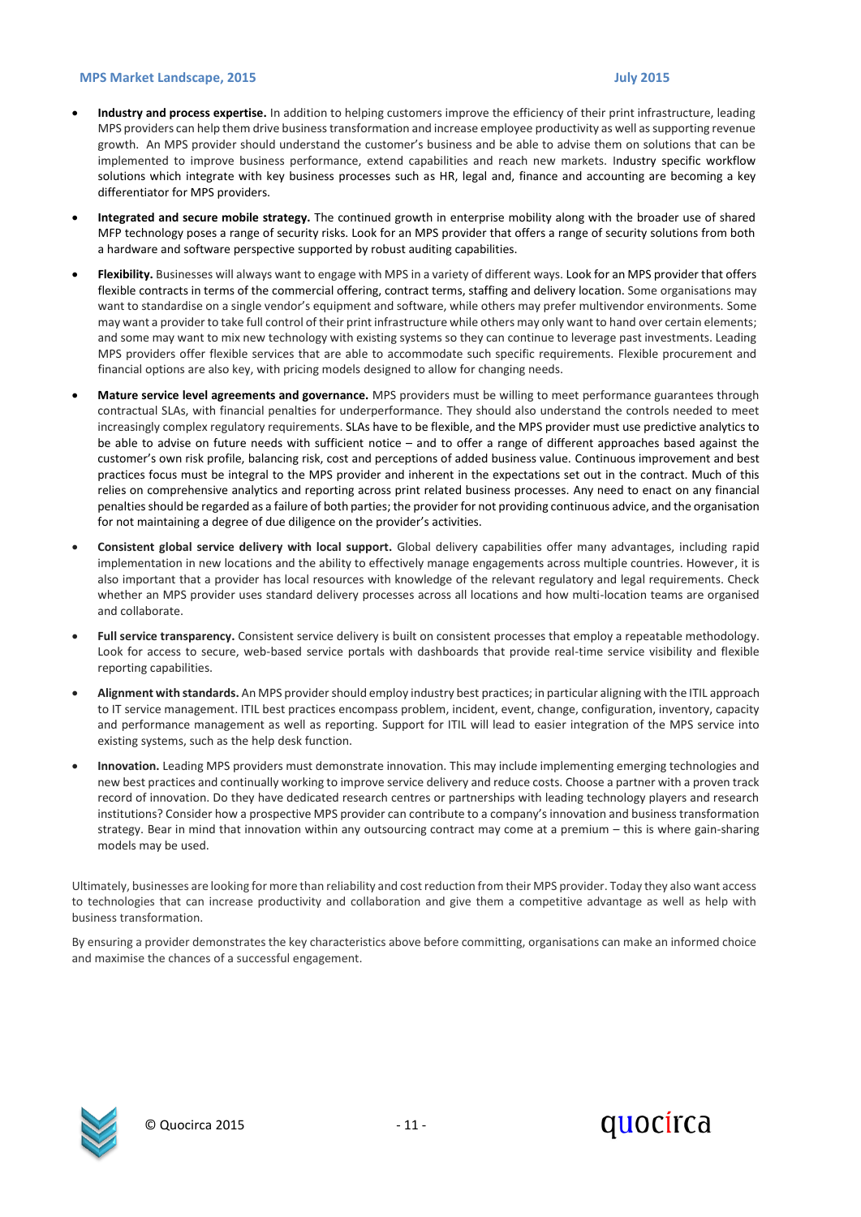- **Industry and process expertise.** In addition to helping customers improve the efficiency of their print infrastructure, leading MPS providers can help them drive business transformation and increase employee productivity as well as supporting revenue growth. An MPS provider should understand the customer's business and be able to advise them on solutions that can be implemented to improve business performance, extend capabilities and reach new markets. Industry specific workflow solutions which integrate with key business processes such as HR, legal and, finance and accounting are becoming a key differentiator for MPS providers.

- **Integrated and secure mobile strategy.** The continued growth in enterprise mobility along with the broader use of shared MFP technology poses a range of security risks. Look for an MPS provider that offers a range of security solutions from both a hardware and software perspective supported by robust auditing capabilities.

- **Flexibility.** Businesses will always want to engage with MPS in a variety of different ways. Look for an MPS provider that offers flexible contracts in terms of the commercial offering, contract terms, staffing and delivery location. Some organisations may want to standardise on a single vendor's equipment and software, while others may prefer multivendor environments. Some may want a provider to take full control of their print infrastructure while others may only want to hand over certain elements; and some may want to mix new technology with existing systems so they can continue to leverage past investments. Leading MPS providers offer flexible services that are able to accommodate such specific requirements. Flexible procurement and financial options are also key, with pricing models designed to allow for changing needs.

- **Mature service level agreements and governance.** MPS providers must be willing to meet performance guarantees through contractual SLAs, with financial penalties for underperformance. They should also understand the controls needed to meet increasingly complex regulatory requirements. SLAs have to be flexible, and the MPS provider must use predictive analytics to be able to advise on future needs with sufficient notice – and to offer a range of different approaches based against the customer's own risk profile, balancing risk, cost and perceptions of added business value. Continuous improvement and best practices focus must be integral to the MPS provider and inherent in the expectations set out in the contract. Much of this relies on comprehensive analytics and reporting across print related business processes. Any need to enact on any financial penalties should be regarded as a failure of both parties; the provider for not providing continuous advice, and the organisation for not maintaining a degree of due diligence on the provider's activities.

- **Consistent global service delivery with local support.** Global delivery capabilities offer many advantages, including rapid implementation in new locations and the ability to effectively manage engagements across multiple countries. However, it is also important that a provider has local resources with knowledge of the relevant regulatory and legal requirements. Check whether an MPS provider uses standard delivery processes across all locations and how multi-location teams are organised and collaborate.

- **Full service transparency.** Consistent service delivery is built on consistent processes that employ a repeatable methodology. Look for access to secure, web-based service portals with dashboards that provide real-time service visibility and flexible reporting capabilities.

- **Alignment with standards.** An MPS provider should employ industry best practices; in particular aligning with the ITIL approach to IT service management. ITIL best practices encompass problem, incident, event, change, configuration, inventory, capacity and performance management as well as reporting. Support for ITIL will lead to easier integration of the MPS service into existing systems, such as the help desk function.

- **Innovation.** Leading MPS providers must demonstrate innovation. This may include implementing emerging technologies and new best practices and continually working to improve service delivery and reduce costs. Choose a partner with a proven track record of innovation. Do they have dedicated research centres or partnerships with leading technology players and research institutions? Consider how a prospective MPS provider can contribute to a company's innovation and business transformation strategy. Bear in mind that innovation within any outsourcing contract may come at a premium – this is where gain-sharing models may be used.

Ultimately, businesses are looking for more than reliability and cost reduction from their MPS provider. Today they also want access to technologies that can increase productivity and collaboration and give them a competitive advantage as well as help with business transformation.

By ensuring a provider demonstrates the key characteristics above before committing, organisations can make an informed choice and maximise the chances of a successful engagement.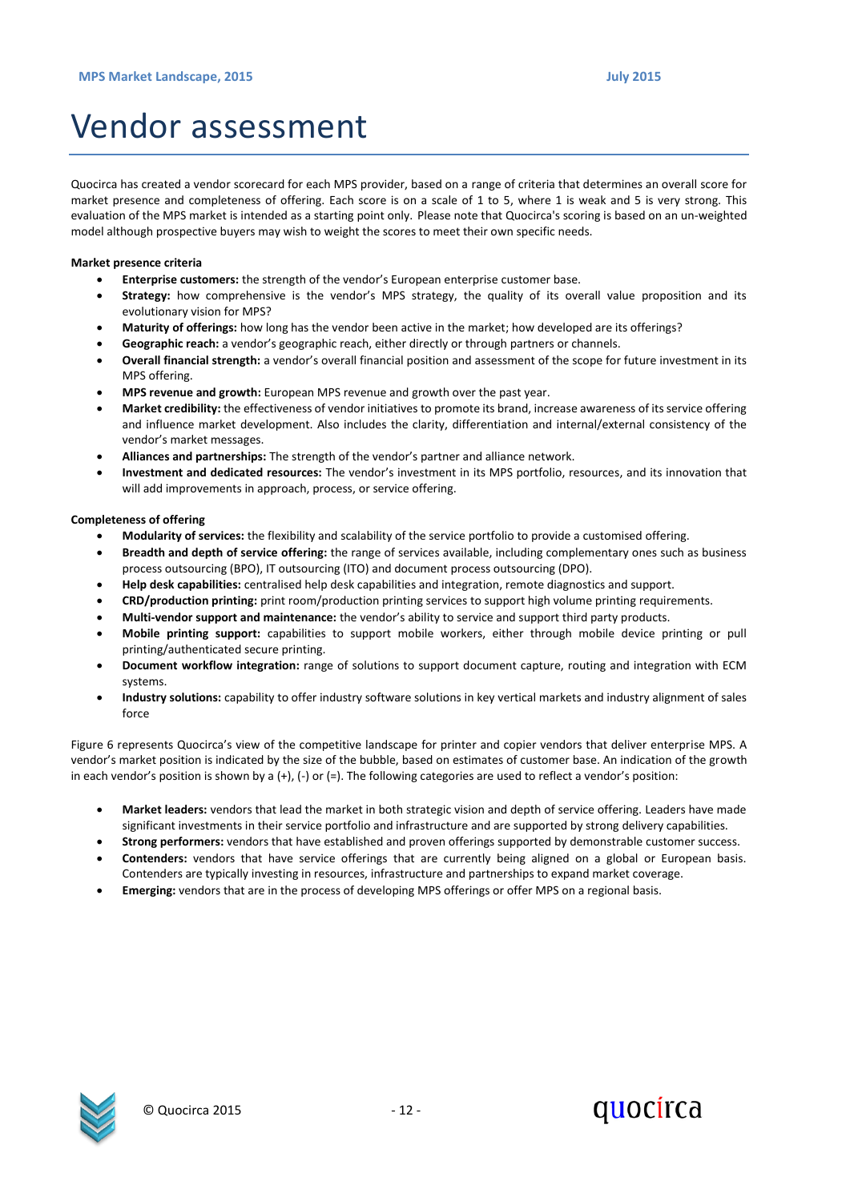# Vendor assessment

Quocirca has created a vendor scorecard for each MPS provider, based on a range of criteria that determines an overall score for market presence and completeness of offering. Each score is on a scale of 1 to 5, where 1 is weak and 5 is very strong. This evaluation of the MPS market is intended as a starting point only. Please note that Quocirca's scoring is based on an un-weighted model although prospective buyers may wish to weight the scores to meet their own specific needs.

**Market presence criteria**

- **Enterprise customers:** the strength of the vendor's European enterprise customer base.
- **Strategy:** how comprehensive is the vendor's MPS strategy, the quality of its overall value proposition and its evolutionary vision for MPS?
- **Maturity of offerings:** how long has the vendor been active in the market; how developed are its offerings?
- **Geographic reach:** a vendor's geographic reach, either directly or through partners or channels.
- **Overall financial strength:** a vendor's overall financial position and assessment of the scope for future investment in its MPS offering.
- **MPS revenue and growth:** European MPS revenue and growth over the past year.
- **Market credibility:** the effectiveness of vendor initiatives to promote its brand, increase awareness of its service offering and influence market development. Also includes the clarity, differentiation and internal/external consistency of the vendor's market messages.
- **Alliances and partnerships:** The strength of the vendor's partner and alliance network.
- **Investment and dedicated resources:** The vendor's investment in its MPS portfolio, resources, and its innovation that will add improvements in approach, process, or service offering.

**Completeness of offering**

- **Modularity of services:** the flexibility and scalability of the service portfolio to provide a customised offering.
- **Breadth and depth of service offering:** the range of services available, including complementary ones such as business process outsourcing (BPO), IT outsourcing (ITO) and document process outsourcing (DPO).
- **Help desk capabilities:** centralised help desk capabilities and integration, remote diagnostics and support.
- **CRD/production printing:** print room/production printing services to support high volume printing requirements.
- **Multi-vendor support and maintenance:** the vendor's ability to service and support third party products.
- **Mobile printing support:** capabilities to support mobile workers, either through mobile device printing or pull printing/authenticated secure printing.
- **Document workflow integration:** range of solutions to support document capture, routing and integration with ECM systems.
- **Industry solutions:** capability to offer industry software solutions in key vertical markets and industry alignment of sales force

Figure 6 represents Quocirca's view of the competitive landscape for printer and copier vendors that deliver enterprise MPS. A vendor's market position is indicated by the size of the bubble, based on estimates of customer base. An indication of the growth in each vendor's position is shown by a (+), (-) or (=). The following categories are used to reflect a vendor's position:

- **Market leaders:** vendors that lead the market in both strategic vision and depth of service offering. Leaders have made significant investments in their service portfolio and infrastructure and are supported by strong delivery capabilities.
- **Strong performers:** vendors that have established and proven offerings supported by demonstrable customer success.
- **Contenders:** vendors that have service offerings that are currently being aligned on a global or European basis. Contenders are typically investing in resources, infrastructure and partnerships to expand market coverage.
- **Emerging:** vendors that are in the process of developing MPS offerings or offer MPS on a regional basis.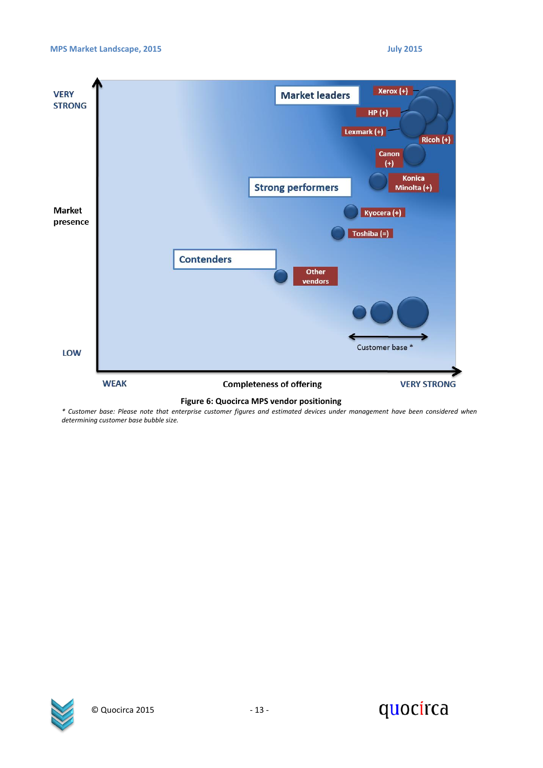VERY STRONG

Market presence

LOW

WEAK

Completeness of offering

VERY STRONG

Market leaders

Strong performers

Contenders

Xerox (+)

HP (+)

Lexmark (+)

Ricoh (+)

Canon (+)

Konica Minolta (+)

Kyocera (+)

Toshiba (=)

Other vendors

Customer base *

**Figure 6: Quocirca MPS vendor positioning**

*\* Customer base: Please note that enterprise customer figures and estimated devices under management have been considered when determining customer base bubble size.*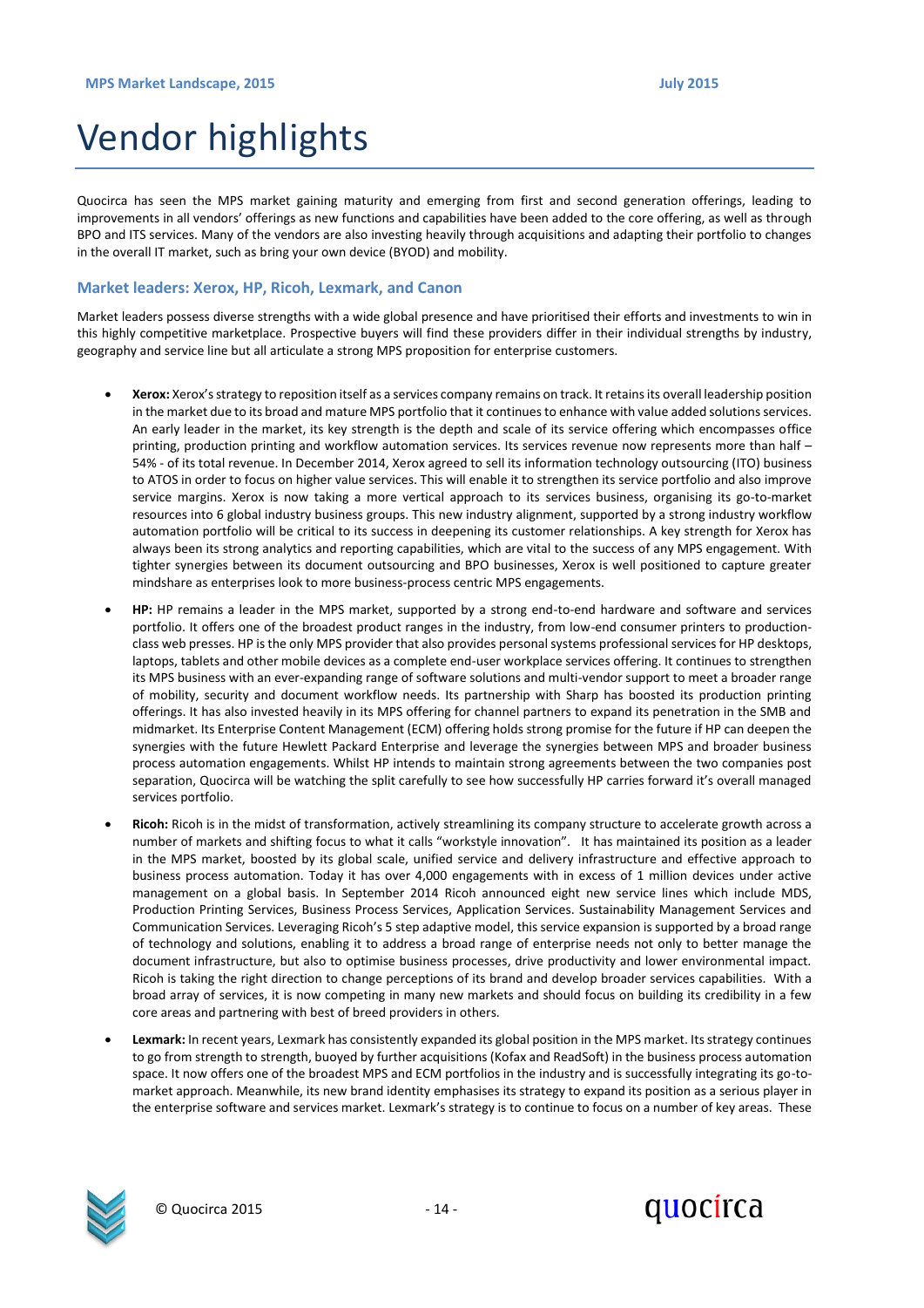# Vendor highlights

Quocirca has seen the MPS market gaining maturity and emerging from first and second generation offerings, leading to improvements in all vendors' offerings as new functions and capabilities have been added to the core offering, as well as through BPO and ITS services. Many of the vendors are also investing heavily through acquisitions and adapting their portfolio to changes in the overall IT market, such as bring your own device (BYOD) and mobility.

### Market leaders: Xerox, HP, Ricoh, Lexmark, and Canon

Market leaders possess diverse strengths with a wide global presence and have prioritised their efforts and investments to win in this highly competitive marketplace. Prospective buyers will find these providers differ in their individual strengths by industry, geography and service line but all articulate a strong MPS proposition for enterprise customers.

- **Xerox:** Xerox's strategy to reposition itself as a services company remains on track. It retains its overall leadership position in the market due to its broad and mature MPS portfolio that it continues to enhance with value added solutions services. An early leader in the market, its key strength is the depth and scale of its service offering which encompasses office printing, production printing and workflow automation services. Its services revenue now represents more than half – 54% - of its total revenue. In December 2014, Xerox agreed to sell its information technology outsourcing (ITO) business to ATOS in order to focus on higher value services. This will enable it to strengthen its service portfolio and also improve service margins. Xerox is now taking a more vertical approach to its services business, organising its go-to-market resources into 6 global industry business groups. This new industry alignment, supported by a strong industry workflow automation portfolio will be critical to its success in deepening its customer relationships. A key strength for Xerox has always been its strong analytics and reporting capabilities, which are vital to the success of any MPS engagement. With tighter synergies between its document outsourcing and BPO businesses, Xerox is well positioned to capture greater mindshare as enterprises look to more business-process centric MPS engagements.
- **HP:** HP remains a leader in the MPS market, supported by a strong end-to-end hardware and software and services portfolio. It offers one of the broadest product ranges in the industry, from low-end consumer printers to production-class web presses. HP is the only MPS provider that also provides personal systems professional services for HP desktops, laptops, tablets and other mobile devices as a complete end-user workplace services offering. It continues to strengthen its MPS business with an ever-expanding range of software solutions and multi-vendor support to meet a broader range of mobility, security and document workflow needs. Its partnership with Sharp has boosted its production printing offerings. It has also invested heavily in its MPS offering for channel partners to expand its penetration in the SMB and midmarket. Its Enterprise Content Management (ECM) offering holds strong promise for the future if HP can deepen the synergies with the future Hewlett Packard Enterprise and leverage the synergies between MPS and broader business process automation engagements. Whilst HP intends to maintain strong agreements between the two companies post separation, Quocirca will be watching the split carefully to see how successfully HP carries forward it's overall managed services portfolio.
- **Ricoh:** Ricoh is in the midst of transformation, actively streamlining its company structure to accelerate growth across a number of markets and shifting focus to what it calls "workstyle innovation". It has maintained its position as a leader in the MPS market, boosted by its global scale, unified service and delivery infrastructure and effective approach to business process automation. Today it has over 4,000 engagements with in excess of 1 million devices under active management on a global basis. In September 2014 Ricoh announced eight new service lines which include MDS, Production Printing Services, Business Process Services, Application Services. Sustainability Management Services and Communication Services. Leveraging Ricoh's 5 step adaptive model, this service expansion is supported by a broad range of technology and solutions, enabling it to address a broad range of enterprise needs not only to better manage the document infrastructure, but also to optimise business processes, drive productivity and lower environmental impact. Ricoh is taking the right direction to change perceptions of its brand and develop broader services capabilities. With a broad array of services, it is now competing in many new markets and should focus on building its credibility in a few core areas and partnering with best of breed providers in others.
- **Lexmark:** In recent years, Lexmark has consistently expanded its global position in the MPS market. Its strategy continues to go from strength to strength, buoyed by further acquisitions (Kofax and ReadSoft) in the business process automation space. It now offers one of the broadest MPS and ECM portfolios in the industry and is successfully integrating its go-to-market approach. Meanwhile, its new brand identity emphasises its strategy to expand its position as a serious player in the enterprise software and services market. Lexmark's strategy is to continue to focus on a number of key areas. These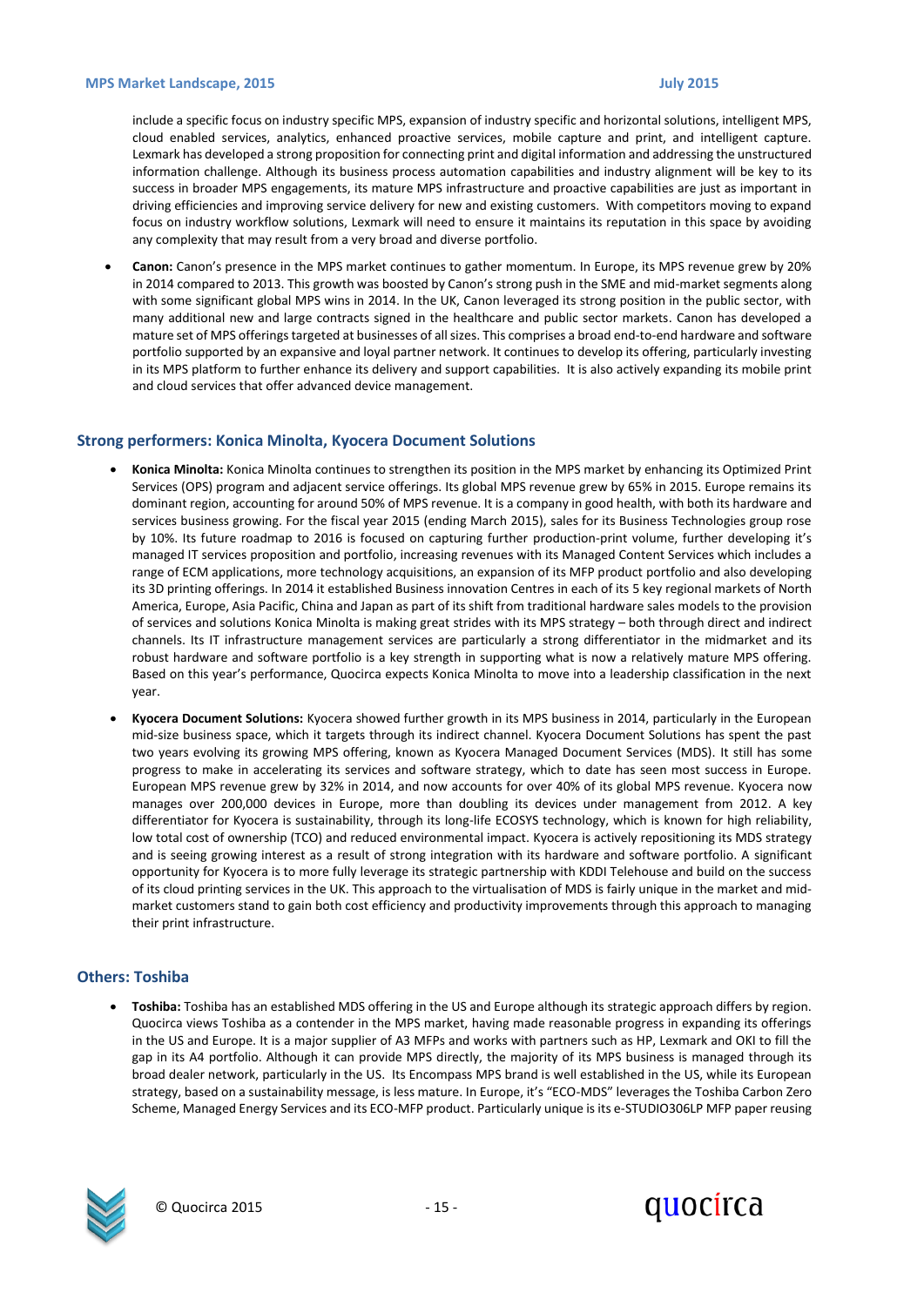include a specific focus on industry specific MPS, expansion of industry specific and horizontal solutions, intelligent MPS, cloud enabled services, analytics, enhanced proactive services, mobile capture and print, and intelligent capture. Lexmark has developed a strong proposition for connecting print and digital information and addressing the unstructured information challenge. Although its business process automation capabilities and industry alignment will be key to its success in broader MPS engagements, its mature MPS infrastructure and proactive capabilities are just as important in driving efficiencies and improving service delivery for new and existing customers. With competitors moving to expand focus on industry workflow solutions, Lexmark will need to ensure it maintains its reputation in this space by avoiding any complexity that may result from a very broad and diverse portfolio.

- **Canon:** Canon's presence in the MPS market continues to gather momentum. In Europe, its MPS revenue grew by 20% in 2014 compared to 2013. This growth was boosted by Canon's strong push in the SME and mid-market segments along with some significant global MPS wins in 2014. In the UK, Canon leveraged its strong position in the public sector, with many additional new and large contracts signed in the healthcare and public sector markets. Canon has developed a mature set of MPS offerings targeted at businesses of all sizes. This comprises a broad end-to-end hardware and software portfolio supported by an expansive and loyal partner network. It continues to develop its offering, particularly investing in its MPS platform to further enhance its delivery and support capabilities. It is also actively expanding its mobile print and cloud services that offer advanced device management.

## Strong performers: Konica Minolta, Kyocera Document Solutions

- **Konica Minolta:** Konica Minolta continues to strengthen its position in the MPS market by enhancing its Optimized Print Services (OPS) program and adjacent service offerings. Its global MPS revenue grew by 65% in 2015. Europe remains its dominant region, accounting for around 50% of MPS revenue. It is a company in good health, with both its hardware and services business growing. For the fiscal year 2015 (ending March 2015), sales for its Business Technologies group rose by 10%. Its future roadmap to 2016 is focused on capturing further production-print volume, further developing it's managed IT services proposition and portfolio, increasing revenues with its Managed Content Services which includes a range of ECM applications, more technology acquisitions, an expansion of its MFP product portfolio and also developing its 3D printing offerings. In 2014 it established Business innovation Centres in each of its 5 key regional markets of North America, Europe, Asia Pacific, China and Japan as part of its shift from traditional hardware sales models to the provision of services and solutions Konica Minolta is making great strides with its MPS strategy – both through direct and indirect channels. Its IT infrastructure management services are particularly a strong differentiator in the midmarket and its robust hardware and software portfolio is a key strength in supporting what is now a relatively mature MPS offering. Based on this year's performance, Quocirca expects Konica Minolta to move into a leadership classification in the next year.

- **Kyocera Document Solutions:** Kyocera showed further growth in its MPS business in 2014, particularly in the European mid-size business space, which it targets through its indirect channel. Kyocera Document Solutions has spent the past two years evolving its growing MPS offering, known as Kyocera Managed Document Services (MDS). It still has some progress to make in accelerating its services and software strategy, which to date has seen most success in Europe. European MPS revenue grew by 32% in 2014, and now accounts for over 40% of its global MPS revenue. Kyocera now manages over 200,000 devices in Europe, more than doubling its devices under management from 2012. A key differentiator for Kyocera is sustainability, through its long-life ECOSYS technology, which is known for high reliability, low total cost of ownership (TCO) and reduced environmental impact. Kyocera is actively repositioning its MDS strategy and is seeing growing interest as a result of strong integration with its hardware and software portfolio. A significant opportunity for Kyocera is to more fully leverage its strategic partnership with KDDI Telehouse and build on the success of its cloud printing services in the UK. This approach to the virtualisation of MDS is fairly unique in the market and mid-market customers stand to gain both cost efficiency and productivity improvements through this approach to managing their print infrastructure.

## Others: Toshiba

- **Toshiba:** Toshiba has an established MDS offering in the US and Europe although its strategic approach differs by region. Quocirca views Toshiba as a contender in the MPS market, having made reasonable progress in expanding its offerings in the US and Europe. It is a major supplier of A3 MFPs and works with partners such as HP, Lexmark and OKI to fill the gap in its A4 portfolio. Although it can provide MPS directly, the majority of its MPS business is managed through its broad dealer network, particularly in the US. Its Encompass MPS brand is well established in the US, while its European strategy, based on a sustainability message, is less mature. In Europe, it's "ECO-MDS" leverages the Toshiba Carbon Zero Scheme, Managed Energy Services and its ECO-MFP product. Particularly unique is its e-STUDIO306LP MFP paper reusing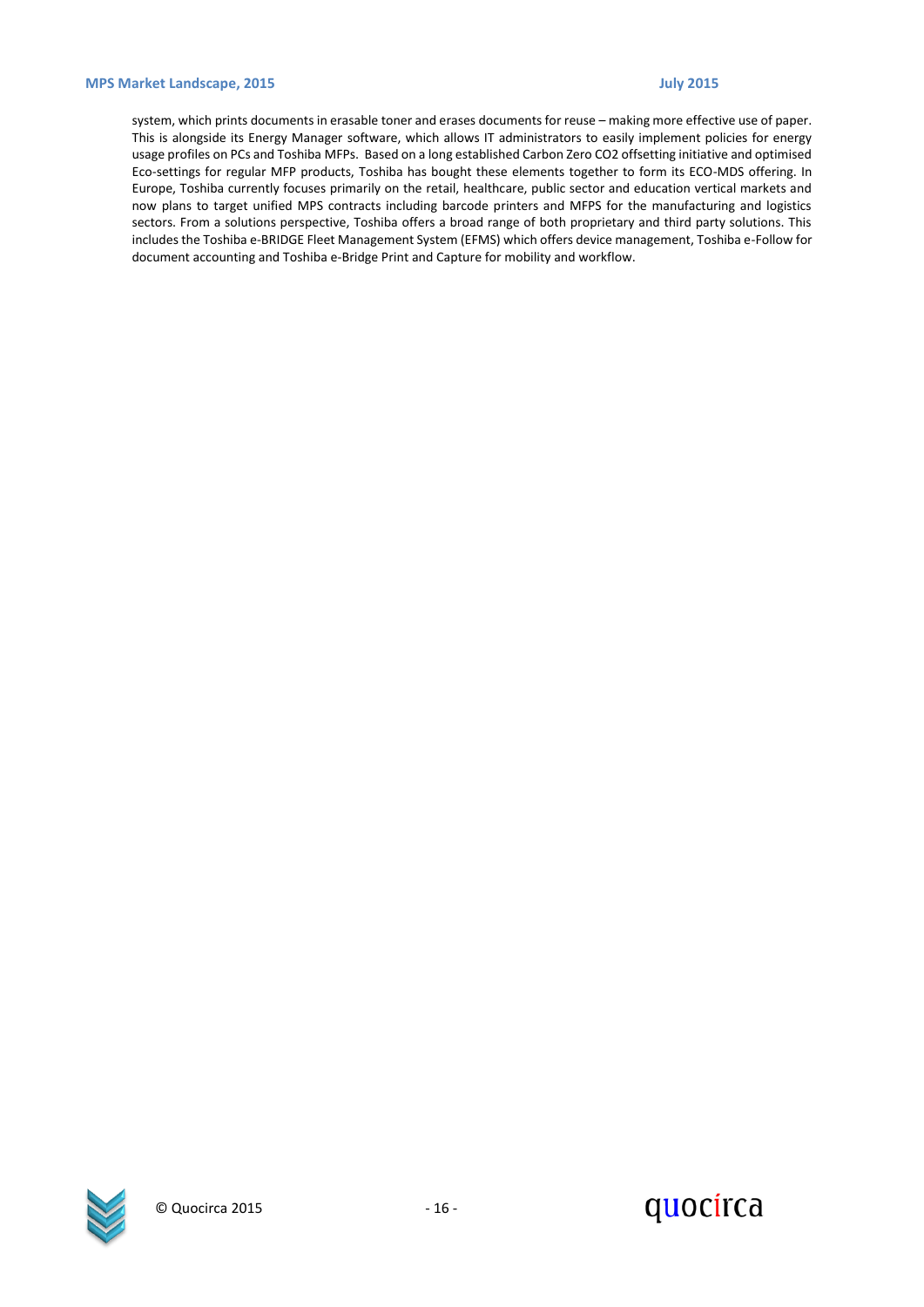system, which prints documents in erasable toner and erases documents for reuse – making more effective use of paper. This is alongside its Energy Manager software, which allows IT administrators to easily implement policies for energy usage profiles on PCs and Toshiba MFPs. Based on a long established Carbon Zero CO2 offsetting initiative and optimised Eco-settings for regular MFP products, Toshiba has bought these elements together to form its ECO-MDS offering. In Europe, Toshiba currently focuses primarily on the retail, healthcare, public sector and education vertical markets and now plans to target unified MPS contracts including barcode printers and MFPS for the manufacturing and logistics sectors. From a solutions perspective, Toshiba offers a broad range of both proprietary and third party solutions. This includes the Toshiba e-BRIDGE Fleet Management System (EFMS) which offers device management, Toshiba e-Follow for document accounting and Toshiba e-Bridge Print and Capture for mobility and workflow.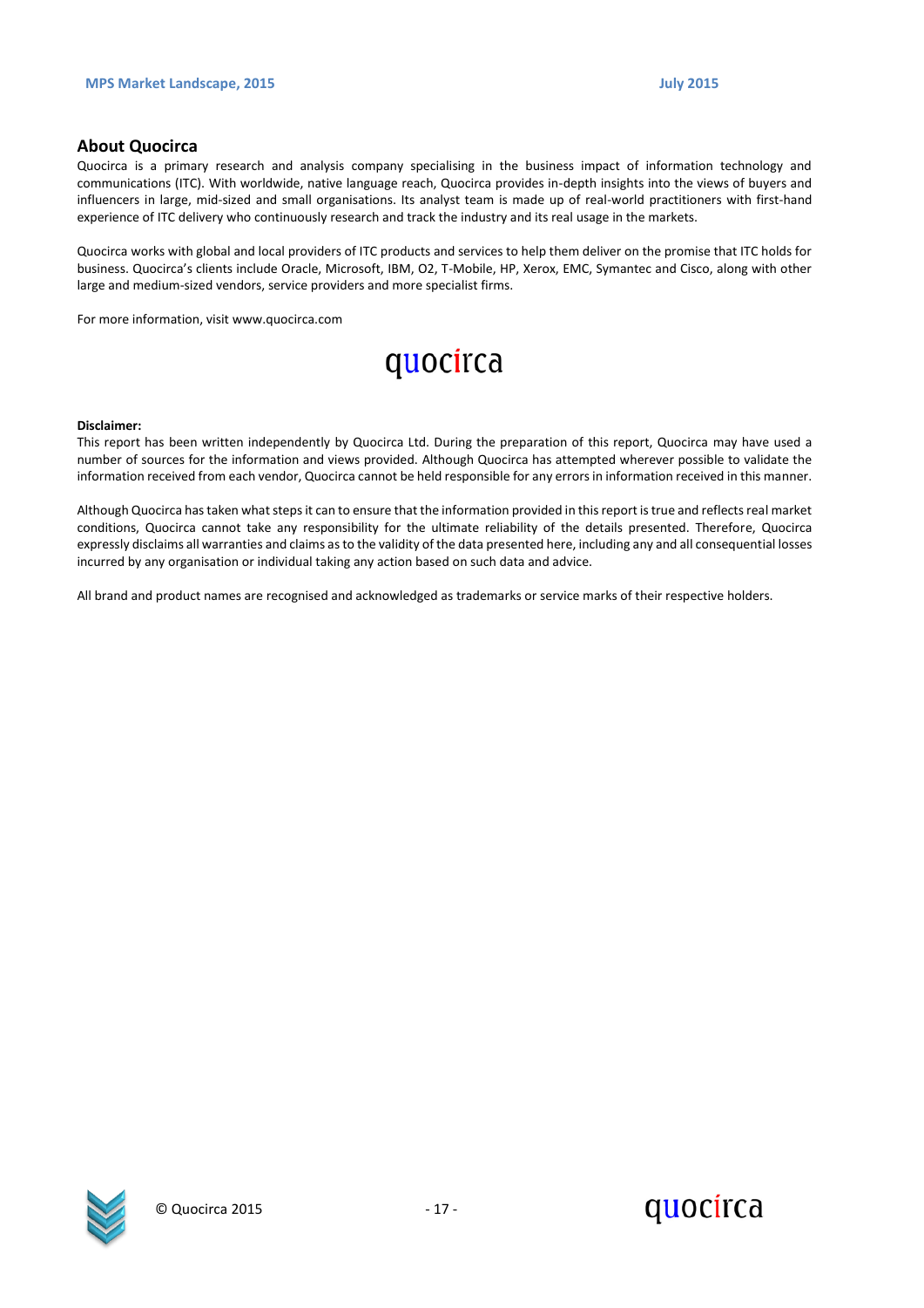## About Quocirca

Quocirca is a primary research and analysis company specialising in the business impact of information technology and communications (ITC). With worldwide, native language reach, Quocirca provides in-depth insights into the views of buyers and influencers in large, mid-sized and small organisations. Its analyst team is made up of real-world practitioners with first-hand experience of ITC delivery who continuously research and track the industry and its real usage in the markets.

Quocirca works with global and local providers of ITC products and services to help them deliver on the promise that ITC holds for business. Quocirca's clients include Oracle, Microsoft, IBM, O2, T-Mobile, HP, Xerox, EMC, Symantec and Cisco, along with other large and medium-sized vendors, service providers and more specialist firms.

For more information, visit www.quocirca.com

quocirca

**Disclaimer:**

This report has been written independently by Quocirca Ltd. During the preparation of this report, Quocirca may have used a number of sources for the information and views provided. Although Quocirca has attempted wherever possible to validate the information received from each vendor, Quocirca cannot be held responsible for any errors in information received in this manner.

Although Quocirca has taken what steps it can to ensure that the information provided in this report is true and reflects real market conditions, Quocirca cannot take any responsibility for the ultimate reliability of the details presented. Therefore, Quocirca expressly disclaims all warranties and claims as to the validity of the data presented here, including any and all consequential losses incurred by any organisation or individual taking any action based on such data and advice.

All brand and product names are recognised and acknowledged as trademarks or service marks of their respective holders.